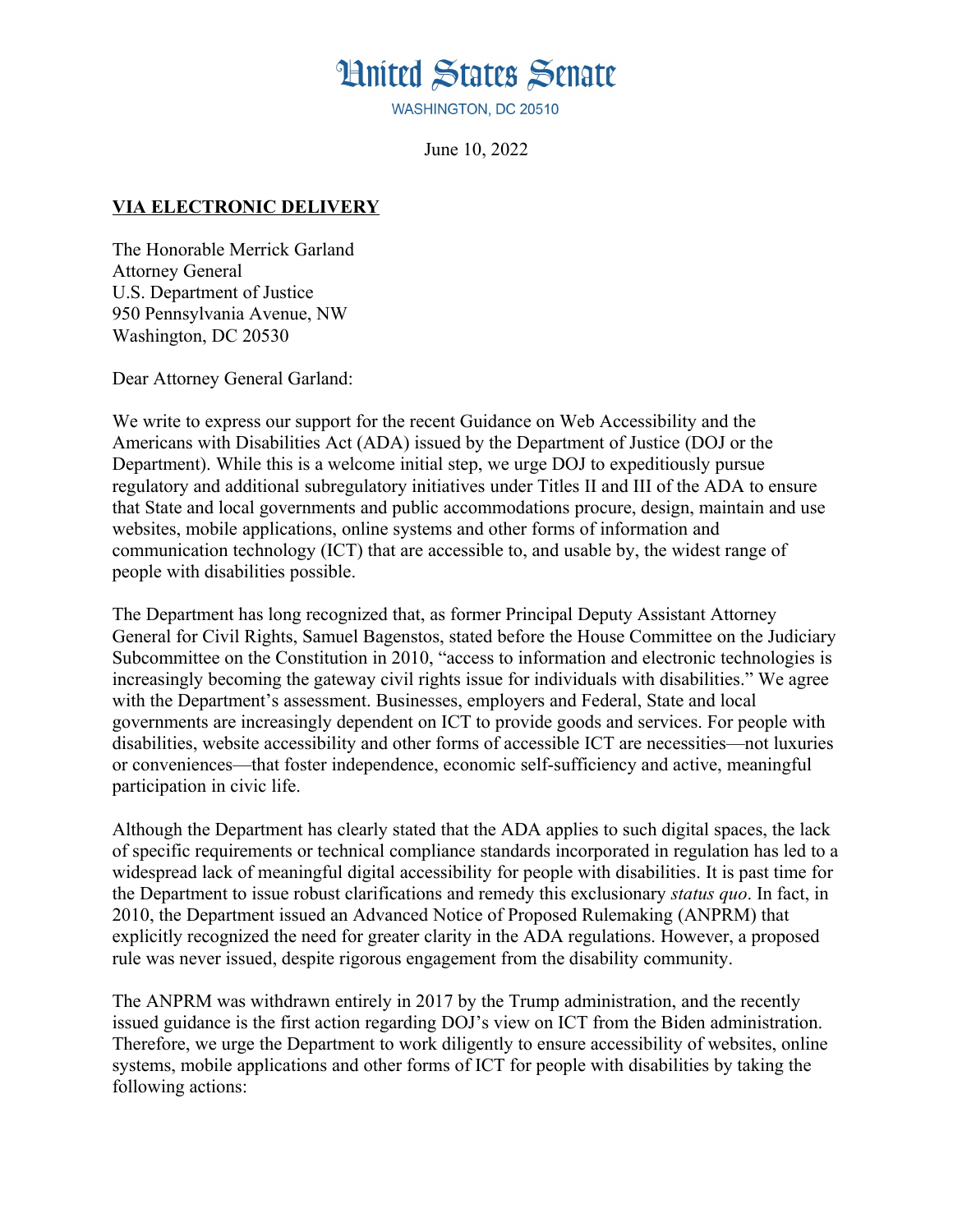# United States Senate

WASHINGTON, DC 20510

June 10, 2022

**VIA ELECTRONIC DELIVERY**

The Honorable Merrick Garland
Attorney General
U.S. Department of Justice
950 Pennsylvania Avenue, NW
Washington, DC 20530

Dear Attorney General Garland:

We write to express our support for the recent Guidance on Web Accessibility and the Americans with Disabilities Act (ADA) issued by the Department of Justice (DOJ or the Department). While this is a welcome initial step, we urge DOJ to expeditiously pursue regulatory and additional subregulatory initiatives under Titles II and III of the ADA to ensure that State and local governments and public accommodations procure, design, maintain and use websites, mobile applications, online systems and other forms of information and communication technology (ICT) that are accessible to, and usable by, the widest range of people with disabilities possible.

The Department has long recognized that, as former Principal Deputy Assistant Attorney General for Civil Rights, Samuel Bagenstos, stated before the House Committee on the Judiciary Subcommittee on the Constitution in 2010, "access to information and electronic technologies is increasingly becoming the gateway civil rights issue for individuals with disabilities." We agree with the Department's assessment. Businesses, employers and Federal, State and local governments are increasingly dependent on ICT to provide goods and services. For people with disabilities, website accessibility and other forms of accessible ICT are necessities—not luxuries or conveniences—that foster independence, economic self-sufficiency and active, meaningful participation in civic life.

Although the Department has clearly stated that the ADA applies to such digital spaces, the lack of specific requirements or technical compliance standards incorporated in regulation has led to a widespread lack of meaningful digital accessibility for people with disabilities. It is past time for the Department to issue robust clarifications and remedy this exclusionary *status quo*. In fact, in 2010, the Department issued an Advanced Notice of Proposed Rulemaking (ANPRM) that explicitly recognized the need for greater clarity in the ADA regulations. However, a proposed rule was never issued, despite rigorous engagement from the disability community.

The ANPRM was withdrawn entirely in 2017 by the Trump administration, and the recently issued guidance is the first action regarding DOJ's view on ICT from the Biden administration. Therefore, we urge the Department to work diligently to ensure accessibility of websites, online systems, mobile applications and other forms of ICT for people with disabilities by taking the following actions: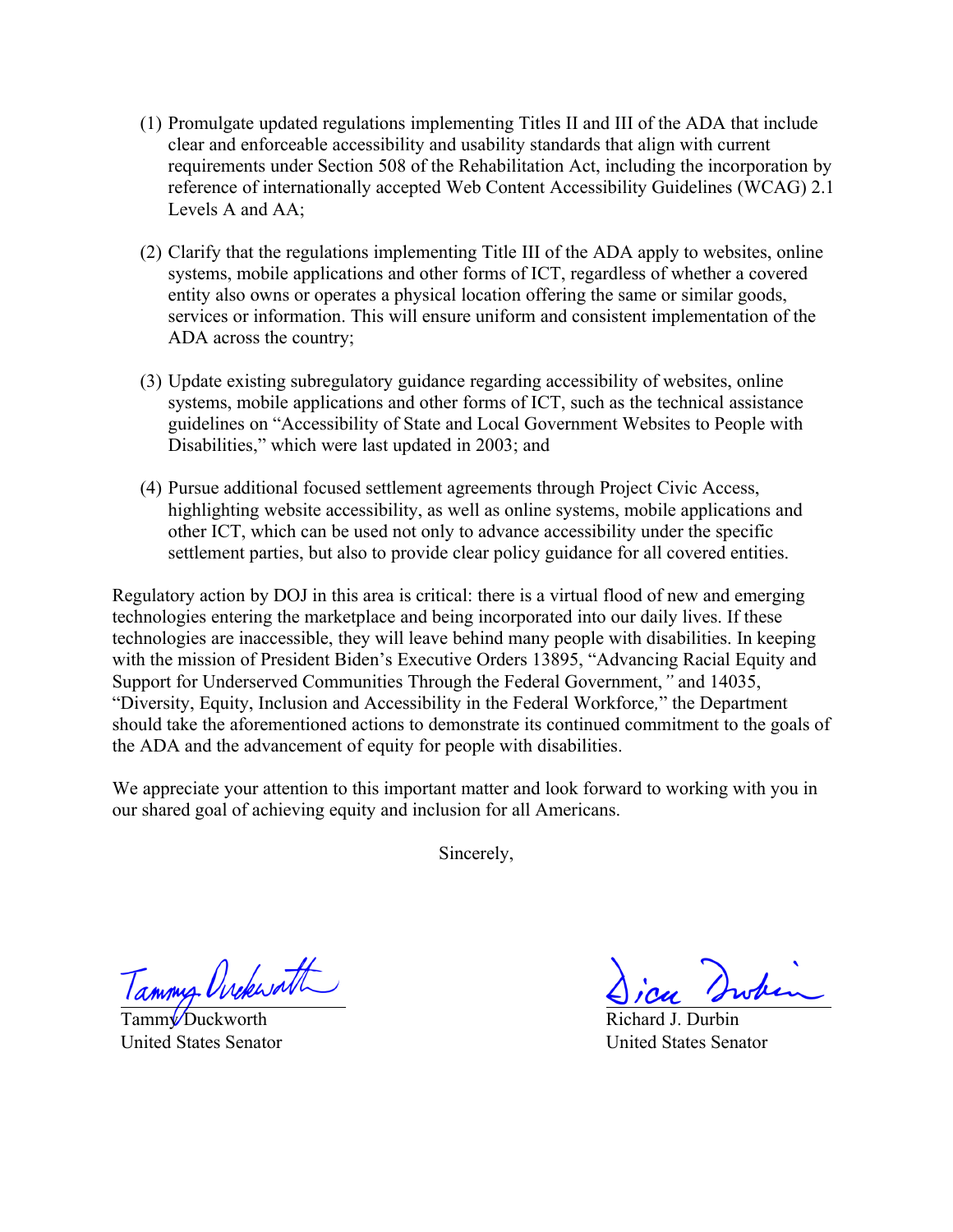(1) Promulgate updated regulations implementing Titles II and III of the ADA that include clear and enforceable accessibility and usability standards that align with current requirements under Section 508 of the Rehabilitation Act, including the incorporation by reference of internationally accepted Web Content Accessibility Guidelines (WCAG) 2.1 Levels A and AA;

(2) Clarify that the regulations implementing Title III of the ADA apply to websites, online systems, mobile applications and other forms of ICT, regardless of whether a covered entity also owns or operates a physical location offering the same or similar goods, services or information. This will ensure uniform and consistent implementation of the ADA across the country;

(3) Update existing subregulatory guidance regarding accessibility of websites, online systems, mobile applications and other forms of ICT, such as the technical assistance guidelines on "Accessibility of State and Local Government Websites to People with Disabilities," which were last updated in 2003; and

(4) Pursue additional focused settlement agreements through Project Civic Access, highlighting website accessibility, as well as online systems, mobile applications and other ICT, which can be used not only to advance accessibility under the specific settlement parties, but also to provide clear policy guidance for all covered entities.

Regulatory action by DOJ in this area is critical: there is a virtual flood of new and emerging technologies entering the marketplace and being incorporated into our daily lives. If these technologies are inaccessible, they will leave behind many people with disabilities. In keeping with the mission of President Biden's Executive Orders 13895, "Advancing Racial Equity and Support for Underserved Communities Through the Federal Government," and 14035, "Diversity, Equity, Inclusion and Accessibility in the Federal Workforce," the Department should take the aforementioned actions to demonstrate its continued commitment to the goals of the ADA and the advancement of equity for people with disabilities.

We appreciate your attention to this important matter and look forward to working with you in our shared goal of achieving equity and inclusion for all Americans.

Sincerely,

Tammy Duckworth
United States Senator

Richard J. Durbin
United States Senator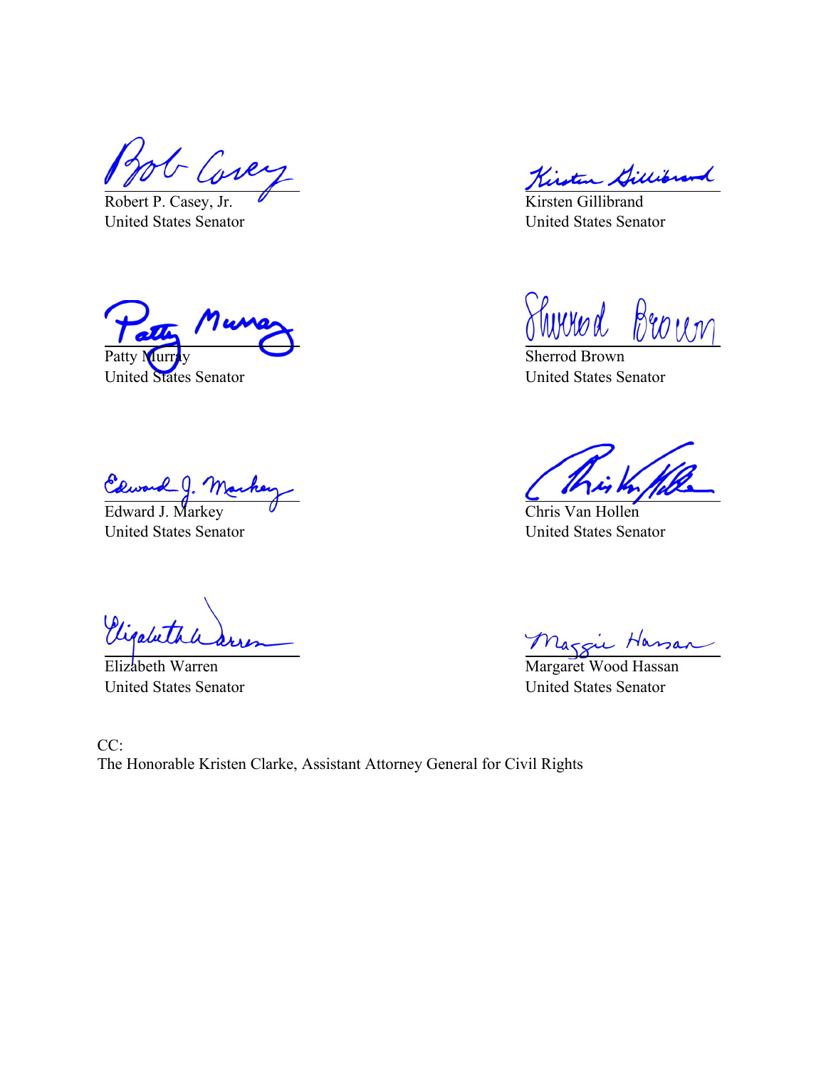Robert P. Casey, Jr.
United States Senator

Kirsten Gillibrand
United States Senator

Patty Murray
United States Senator

Sherrod Brown
United States Senator

Edward J. Markey
United States Senator

Chris Van Hollen
United States Senator

Elizabeth Warren
United States Senator

Margaret Wood Hassan
United States Senator

CC:
The Honorable Kristen Clarke, Assistant Attorney General for Civil Rights